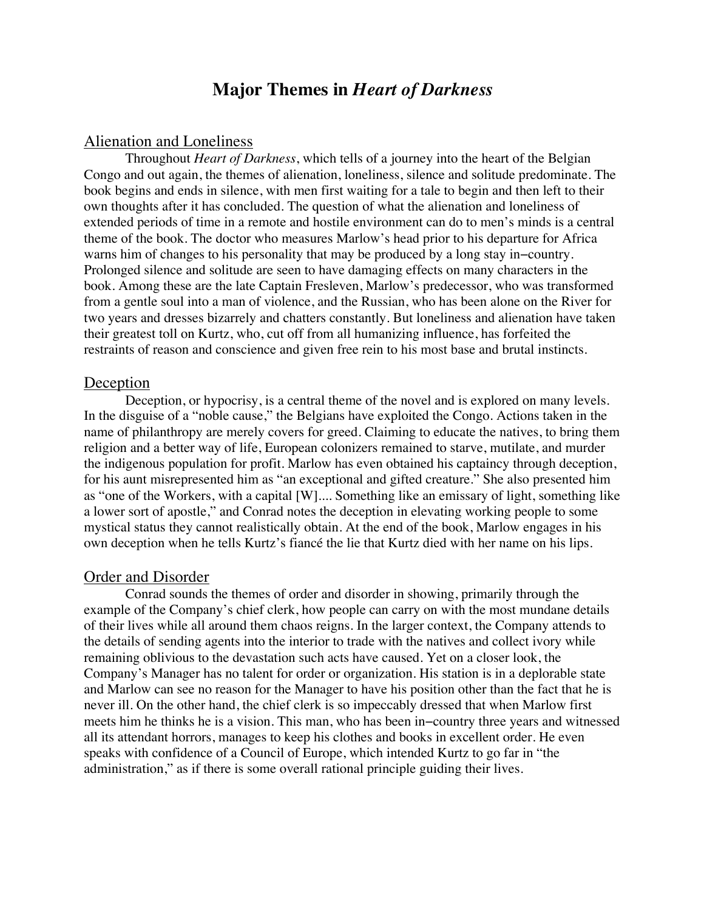# Major Themes in *Heart of Darkness*

## Alienation and Loneliness

Throughout *Heart of Darkness*, which tells of a journey into the heart of the Belgian Congo and out again, the themes of alienation, loneliness, silence and solitude predominate. The book begins and ends in silence, with men first waiting for a tale to begin and then left to their own thoughts after it has concluded. The question of what the alienation and loneliness of extended periods of time in a remote and hostile environment can do to men's minds is a central theme of the book. The doctor who measures Marlow's head prior to his departure for Africa warns him of changes to his personality that may be produced by a long stay in–country. Prolonged silence and solitude are seen to have damaging effects on many characters in the book. Among these are the late Captain Fresleven, Marlow's predecessor, who was transformed from a gentle soul into a man of violence, and the Russian, who has been alone on the River for two years and dresses bizarrely and chatters constantly. But loneliness and alienation have taken their greatest toll on Kurtz, who, cut off from all humanizing influence, has forfeited the restraints of reason and conscience and given free rein to his most base and brutal instincts.

## Deception

Deception, or hypocrisy, is a central theme of the novel and is explored on many levels. In the disguise of a "noble cause," the Belgians have exploited the Congo. Actions taken in the name of philanthropy are merely covers for greed. Claiming to educate the natives, to bring them religion and a better way of life, European colonizers remained to starve, mutilate, and murder the indigenous population for profit. Marlow has even obtained his captaincy through deception, for his aunt misrepresented him as "an exceptional and gifted creature." She also presented him as "one of the Workers, with a capital [W].... Something like an emissary of light, something like a lower sort of apostle," and Conrad notes the deception in elevating working people to some mystical status they cannot realistically obtain. At the end of the book, Marlow engages in his own deception when he tells Kurtz's fiancé the lie that Kurtz died with her name on his lips.

## Order and Disorder

Conrad sounds the themes of order and disorder in showing, primarily through the example of the Company's chief clerk, how people can carry on with the most mundane details of their lives while all around them chaos reigns. In the larger context, the Company attends to the details of sending agents into the interior to trade with the natives and collect ivory while remaining oblivious to the devastation such acts have caused. Yet on a closer look, the Company's Manager has no talent for order or organization. His station is in a deplorable state and Marlow can see no reason for the Manager to have his position other than the fact that he is never ill. On the other hand, the chief clerk is so impeccably dressed that when Marlow first meets him he thinks he is a vision. This man, who has been in–country three years and witnessed all its attendant horrors, manages to keep his clothes and books in excellent order. He even speaks with confidence of a Council of Europe, which intended Kurtz to go far in "the administration," as if there is some overall rational principle guiding their lives.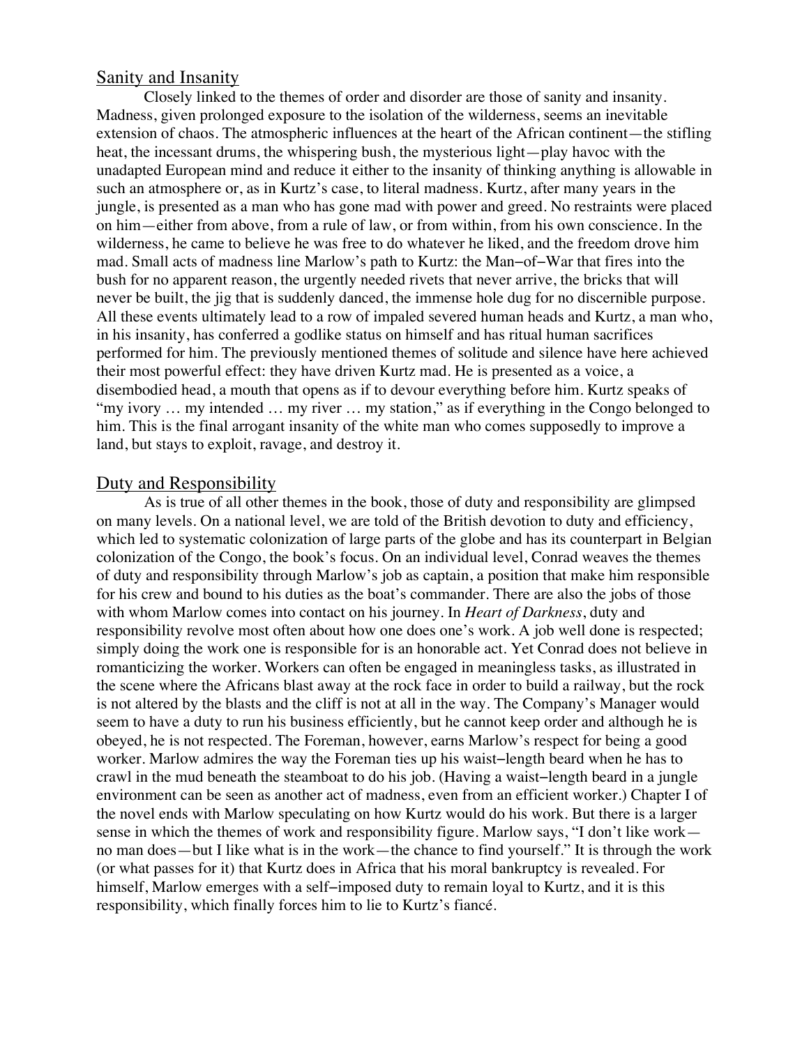## Sanity and Insanity

Closely linked to the themes of order and disorder are those of sanity and insanity. Madness, given prolonged exposure to the isolation of the wilderness, seems an inevitable extension of chaos. The atmospheric influences at the heart of the African continent—the stifling heat, the incessant drums, the whispering bush, the mysterious light—play havoc with the unadapted European mind and reduce it either to the insanity of thinking anything is allowable in such an atmosphere or, as in Kurtz's case, to literal madness. Kurtz, after many years in the jungle, is presented as a man who has gone mad with power and greed. No restraints were placed on him—either from above, from a rule of law, or from within, from his own conscience. In the wilderness, he came to believe he was free to do whatever he liked, and the freedom drove him mad. Small acts of madness line Marlow's path to Kurtz: the Man–of–War that fires into the bush for no apparent reason, the urgently needed rivets that never arrive, the bricks that will never be built, the jig that is suddenly danced, the immense hole dug for no discernible purpose. All these events ultimately lead to a row of impaled severed human heads and Kurtz, a man who, in his insanity, has conferred a godlike status on himself and has ritual human sacrifices performed for him. The previously mentioned themes of solitude and silence have here achieved their most powerful effect: they have driven Kurtz mad. He is presented as a voice, a disembodied head, a mouth that opens as if to devour everything before him. Kurtz speaks of "my ivory … my intended … my river … my station," as if everything in the Congo belonged to him. This is the final arrogant insanity of the white man who comes supposedly to improve a land, but stays to exploit, ravage, and destroy it.

## Duty and Responsibility

As is true of all other themes in the book, those of duty and responsibility are glimpsed on many levels. On a national level, we are told of the British devotion to duty and efficiency, which led to systematic colonization of large parts of the globe and has its counterpart in Belgian colonization of the Congo, the book's focus. On an individual level, Conrad weaves the themes of duty and responsibility through Marlow's job as captain, a position that make him responsible for his crew and bound to his duties as the boat's commander. There are also the jobs of those with whom Marlow comes into contact on his journey. In *Heart of Darkness*, duty and responsibility revolve most often about how one does one's work. A job well done is respected; simply doing the work one is responsible for is an honorable act. Yet Conrad does not believe in romanticizing the worker. Workers can often be engaged in meaningless tasks, as illustrated in the scene where the Africans blast away at the rock face in order to build a railway, but the rock is not altered by the blasts and the cliff is not at all in the way. The Company's Manager would seem to have a duty to run his business efficiently, but he cannot keep order and although he is obeyed, he is not respected. The Foreman, however, earns Marlow's respect for being a good worker. Marlow admires the way the Foreman ties up his waist–length beard when he has to crawl in the mud beneath the steamboat to do his job. (Having a waist–length beard in a jungle environment can be seen as another act of madness, even from an efficient worker.) Chapter I of the novel ends with Marlow speculating on how Kurtz would do his work. But there is a larger sense in which the themes of work and responsibility figure. Marlow says, "I don't like work—no man does—but I like what is in the work—the chance to find yourself." It is through the work (or what passes for it) that Kurtz does in Africa that his moral bankruptcy is revealed. For himself, Marlow emerges with a self–imposed duty to remain loyal to Kurtz, and it is this responsibility, which finally forces him to lie to Kurtz's fiancé.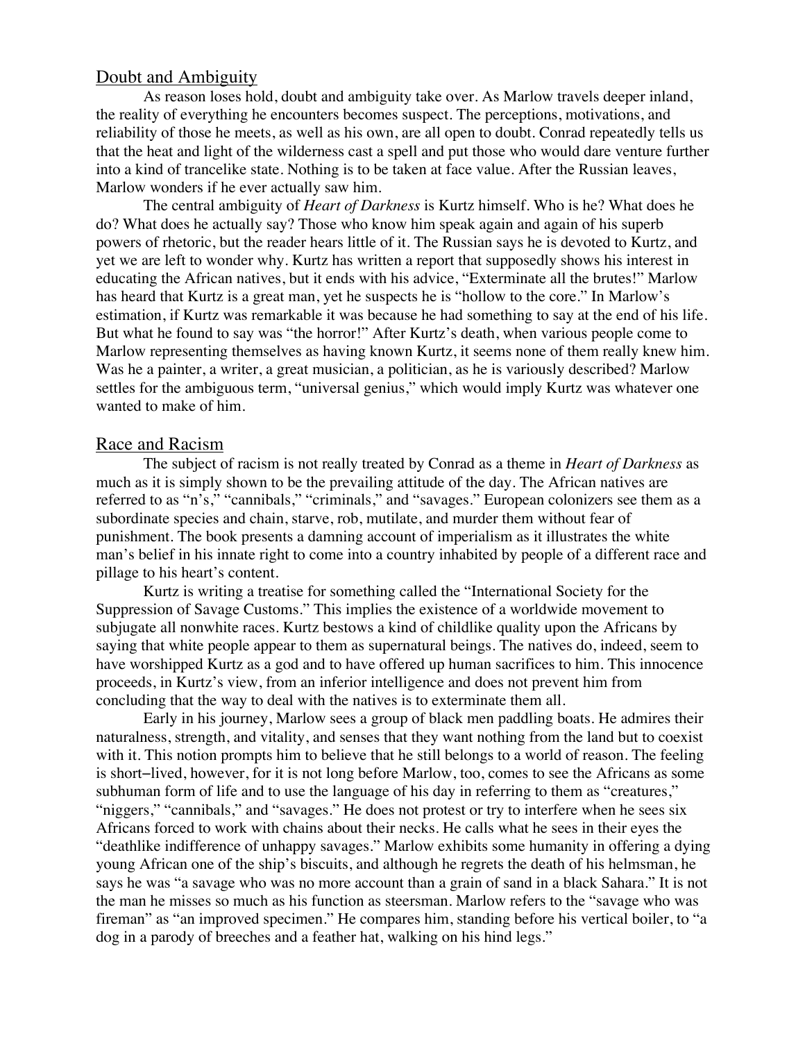## Doubt and Ambiguity

As reason loses hold, doubt and ambiguity take over. As Marlow travels deeper inland, the reality of everything he encounters becomes suspect. The perceptions, motivations, and reliability of those he meets, as well as his own, are all open to doubt. Conrad repeatedly tells us that the heat and light of the wilderness cast a spell and put those who would dare venture further into a kind of trancelike state. Nothing is to be taken at face value. After the Russian leaves, Marlow wonders if he ever actually saw him.

The central ambiguity of *Heart of Darkness* is Kurtz himself. Who is he? What does he do? What does he actually say? Those who know him speak again and again of his superb powers of rhetoric, but the reader hears little of it. The Russian says he is devoted to Kurtz, and yet we are left to wonder why. Kurtz has written a report that supposedly shows his interest in educating the African natives, but it ends with his advice, "Exterminate all the brutes!" Marlow has heard that Kurtz is a great man, yet he suspects he is "hollow to the core." In Marlow's estimation, if Kurtz was remarkable it was because he had something to say at the end of his life. But what he found to say was "the horror!" After Kurtz's death, when various people come to Marlow representing themselves as having known Kurtz, it seems none of them really knew him. Was he a painter, a writer, a great musician, a politician, as he is variously described? Marlow settles for the ambiguous term, "universal genius," which would imply Kurtz was whatever one wanted to make of him.

## Race and Racism

The subject of racism is not really treated by Conrad as a theme in *Heart of Darkness* as much as it is simply shown to be the prevailing attitude of the day. The African natives are referred to as "n's," "cannibals," "criminals," and "savages." European colonizers see them as a subordinate species and chain, starve, rob, mutilate, and murder them without fear of punishment. The book presents a damning account of imperialism as it illustrates the white man's belief in his innate right to come into a country inhabited by people of a different race and pillage to his heart's content.

Kurtz is writing a treatise for something called the "International Society for the Suppression of Savage Customs." This implies the existence of a worldwide movement to subjugate all nonwhite races. Kurtz bestows a kind of childlike quality upon the Africans by saying that white people appear to them as supernatural beings. The natives do, indeed, seem to have worshipped Kurtz as a god and to have offered up human sacrifices to him. This innocence proceeds, in Kurtz's view, from an inferior intelligence and does not prevent him from concluding that the way to deal with the natives is to exterminate them all.

Early in his journey, Marlow sees a group of black men paddling boats. He admires their naturalness, strength, and vitality, and senses that they want nothing from the land but to coexist with it. This notion prompts him to believe that he still belongs to a world of reason. The feeling is short–lived, however, for it is not long before Marlow, too, comes to see the Africans as some subhuman form of life and to use the language of his day in referring to them as "creatures," "niggers," "cannibals," and "savages." He does not protest or try to interfere when he sees six Africans forced to work with chains about their necks. He calls what he sees in their eyes the "deathlike indifference of unhappy savages." Marlow exhibits some humanity in offering a dying young African one of the ship's biscuits, and although he regrets the death of his helmsman, he says he was "a savage who was no more account than a grain of sand in a black Sahara." It is not the man he misses so much as his function as steersman. Marlow refers to the "savage who was fireman" as "an improved specimen." He compares him, standing before his vertical boiler, to "a dog in a parody of breeches and a feather hat, walking on his hind legs."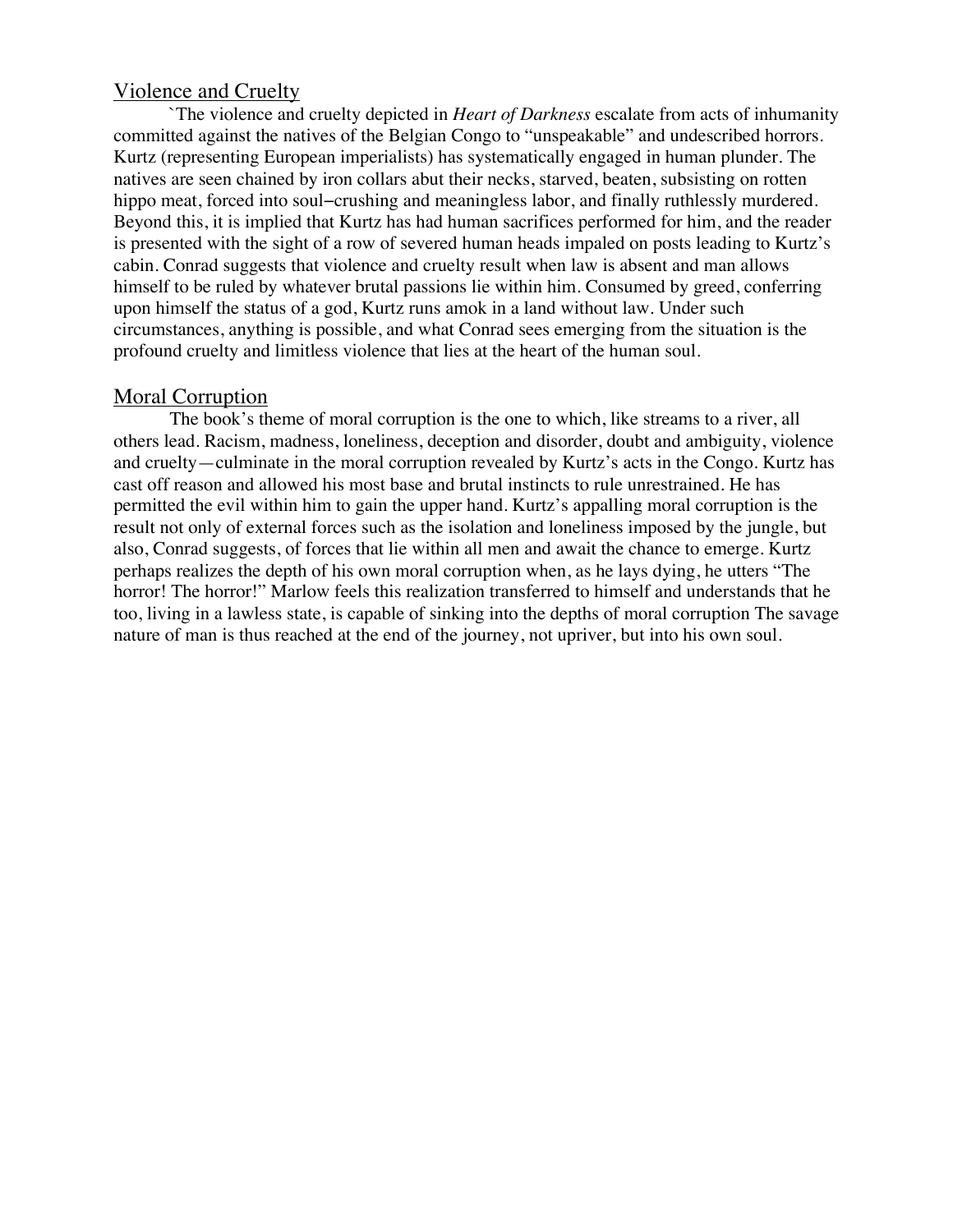## Violence and Cruelty

`The violence and cruelty depicted in *Heart of Darkness* escalate from acts of inhumanity committed against the natives of the Belgian Congo to "unspeakable" and undescribed horrors. Kurtz (representing European imperialists) has systematically engaged in human plunder. The natives are seen chained by iron collars abut their necks, starved, beaten, subsisting on rotten hippo meat, forced into soul–crushing and meaningless labor, and finally ruthlessly murdered. Beyond this, it is implied that Kurtz has had human sacrifices performed for him, and the reader is presented with the sight of a row of severed human heads impaled on posts leading to Kurtz's cabin. Conrad suggests that violence and cruelty result when law is absent and man allows himself to be ruled by whatever brutal passions lie within him. Consumed by greed, conferring upon himself the status of a god, Kurtz runs amok in a land without law. Under such circumstances, anything is possible, and what Conrad sees emerging from the situation is the profound cruelty and limitless violence that lies at the heart of the human soul.

## Moral Corruption

The book's theme of moral corruption is the one to which, like streams to a river, all others lead. Racism, madness, loneliness, deception and disorder, doubt and ambiguity, violence and cruelty—culminate in the moral corruption revealed by Kurtz's acts in the Congo. Kurtz has cast off reason and allowed his most base and brutal instincts to rule unrestrained. He has permitted the evil within him to gain the upper hand. Kurtz's appalling moral corruption is the result not only of external forces such as the isolation and loneliness imposed by the jungle, but also, Conrad suggests, of forces that lie within all men and await the chance to emerge. Kurtz perhaps realizes the depth of his own moral corruption when, as he lays dying, he utters "The horror! The horror!" Marlow feels this realization transferred to himself and understands that he too, living in a lawless state, is capable of sinking into the depths of moral corruption The savage nature of man is thus reached at the end of the journey, not upriver, but into his own soul.